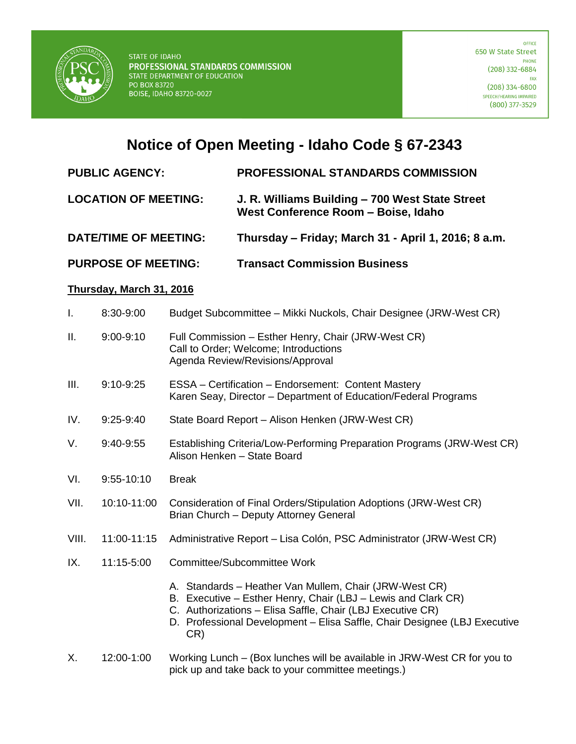STATE OF IDAHO
**PROFESSIONAL STANDARDS COMMISSION**
STATE DEPARTMENT OF EDUCATION
PO BOX 83720
BOISE, IDAHO 83720-0027

OFFICE
650 W State Street
PHONE
(208) 332-6884
FAX
(208) 334-6800
SPEECH/HEARING IMPAIRED
(800) 377-3529

# Notice of Open Meeting - Idaho Code § 67-2343

| | |
|---|---|
| **PUBLIC AGENCY:** | **PROFESSIONAL STANDARDS COMMISSION** |
| **LOCATION OF MEETING:** | **J. R. Williams Building – 700 West State Street**<br>**West Conference Room – Boise, Idaho** |
| **DATE/TIME OF MEETING:** | **Thursday – Friday; March 31 - April 1, 2016; 8 a.m.** |
| **PURPOSE OF MEETING:** | **Transact Commission Business** |

**Thursday, March 31, 2016**

I. 8:30-9:00 Budget Subcommittee – Mikki Nuckols, Chair Designee (JRW-West CR)

II. 9:00-9:10 Full Commission – Esther Henry, Chair (JRW-West CR)
Call to Order; Welcome; Introductions
Agenda Review/Revisions/Approval

III. 9:10-9:25 ESSA – Certification – Endorsement: Content Mastery
Karen Seay, Director – Department of Education/Federal Programs

IV. 9:25-9:40 State Board Report – Alison Henken (JRW-West CR)

V. 9:40-9:55 Establishing Criteria/Low-Performing Preparation Programs (JRW-West CR)
Alison Henken – State Board

VI. 9:55-10:10 Break

VII. 10:10-11:00 Consideration of Final Orders/Stipulation Adoptions (JRW-West CR)
Brian Church – Deputy Attorney General

VIII. 11:00-11:15 Administrative Report – Lisa Colón, PSC Administrator (JRW-West CR)

IX. 11:15-5:00 Committee/Subcommittee Work

A. Standards – Heather Van Mullem, Chair (JRW-West CR)
B. Executive – Esther Henry, Chair (LBJ – Lewis and Clark CR)
C. Authorizations – Elisa Saffle, Chair (LBJ Executive CR)
D. Professional Development – Elisa Saffle, Chair Designee (LBJ Executive CR)

X. 12:00-1:00 Working Lunch – (Box lunches will be available in JRW-West CR for you to pick up and take back to your committee meetings.)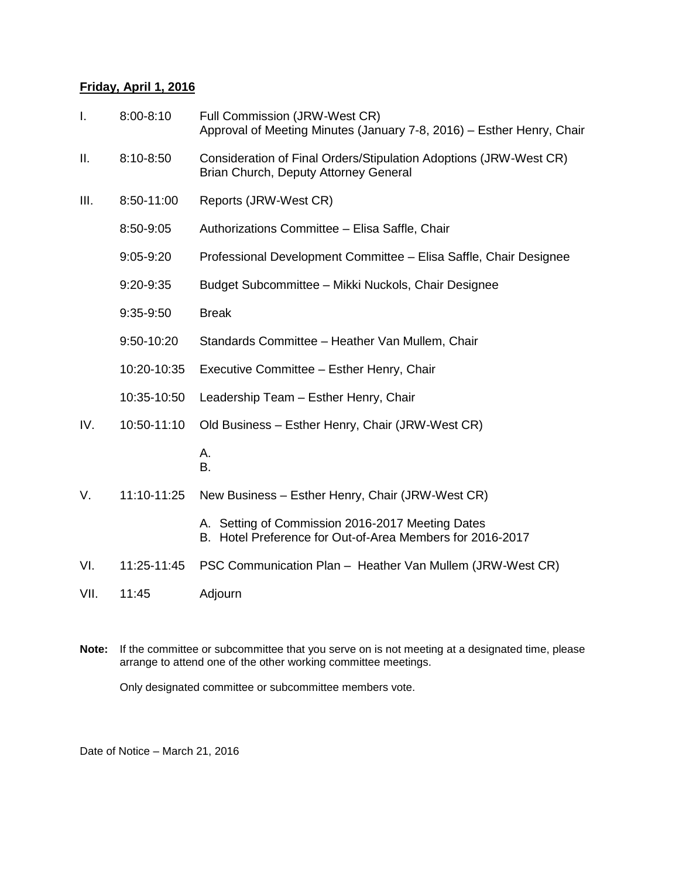**Friday, April 1, 2016**

| | | |
|---|---|---|
| I. | 8:00-8:10 | Full Commission (JRW-West CR)<br>Approval of Meeting Minutes (January 7-8, 2016) – Esther Henry, Chair |
| II. | 8:10-8:50 | Consideration of Final Orders/Stipulation Adoptions (JRW-West CR)<br>Brian Church, Deputy Attorney General |
| III. | 8:50-11:00 | Reports (JRW-West CR) |
| | 8:50-9:05 | Authorizations Committee – Elisa Saffle, Chair |
| | 9:05-9:20 | Professional Development Committee – Elisa Saffle, Chair Designee |
| | 9:20-9:35 | Budget Subcommittee – Mikki Nuckols, Chair Designee |
| | 9:35-9:50 | Break |
| | 9:50-10:20 | Standards Committee – Heather Van Mullem, Chair |
| | 10:20-10:35 | Executive Committee – Esther Henry, Chair |
| | 10:35-10:50 | Leadership Team – Esther Henry, Chair |
| IV. | 10:50-11:10 | Old Business – Esther Henry, Chair (JRW-West CR)<br>A.<br>B. |
| V. | 11:10-11:25 | New Business – Esther Henry, Chair (JRW-West CR)<br>A. Setting of Commission 2016-2017 Meeting Dates<br>B. Hotel Preference for Out-of-Area Members for 2016-2017 |
| VI. | 11:25-11:45 | PSC Communication Plan – Heather Van Mullem (JRW-West CR) |
| VII. | 11:45 | Adjourn |

**Note:** If the committee or subcommittee that you serve on is not meeting at a designated time, please arrange to attend one of the other working committee meetings.

Only designated committee or subcommittee members vote.

Date of Notice – March 21, 2016